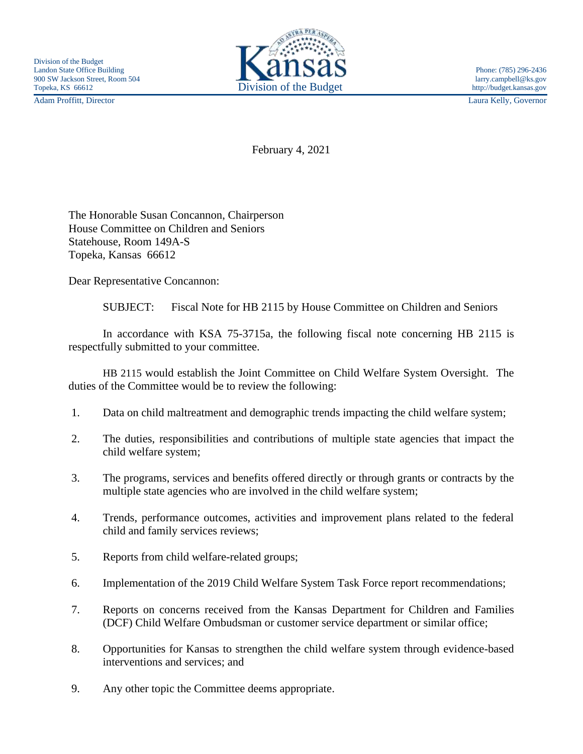Division of the Budget
Landon State Office Building
900 SW Jackson Street, Room 504
Topeka, KS 66612

Kansas
Division of the Budget

Phone: (785) 296-2436
larry.campbell@ks.gov
http://budget.kansas.gov

Adam Proffitt, Director

Laura Kelly, Governor

February 4, 2021

The Honorable Susan Concannon, Chairperson
House Committee on Children and Seniors
Statehouse, Room 149A-S
Topeka, Kansas 66612

Dear Representative Concannon:

SUBJECT: Fiscal Note for HB 2115 by House Committee on Children and Seniors

In accordance with KSA 75-3715a, the following fiscal note concerning HB 2115 is respectfully submitted to your committee.

HB 2115 would establish the Joint Committee on Child Welfare System Oversight. The duties of the Committee would be to review the following:

1. Data on child maltreatment and demographic trends impacting the child welfare system;
2. The duties, responsibilities and contributions of multiple state agencies that impact the child welfare system;
3. The programs, services and benefits offered directly or through grants or contracts by the multiple state agencies who are involved in the child welfare system;
4. Trends, performance outcomes, activities and improvement plans related to the federal child and family services reviews;
5. Reports from child welfare-related groups;
6. Implementation of the 2019 Child Welfare System Task Force report recommendations;
7. Reports on concerns received from the Kansas Department for Children and Families (DCF) Child Welfare Ombudsman or customer service department or similar office;
8. Opportunities for Kansas to strengthen the child welfare system through evidence-based interventions and services; and
9. Any other topic the Committee deems appropriate.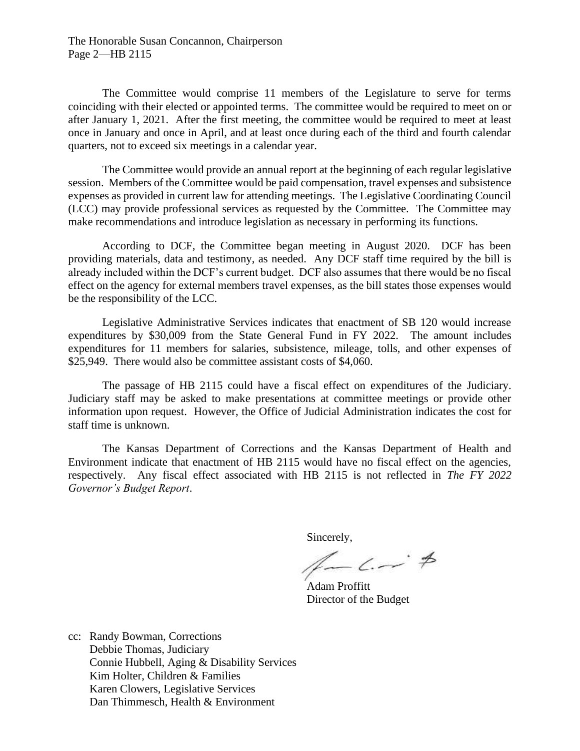The Committee would comprise 11 members of the Legislature to serve for terms coinciding with their elected or appointed terms. The committee would be required to meet on or after January 1, 2021. After the first meeting, the committee would be required to meet at least once in January and once in April, and at least once during each of the third and fourth calendar quarters, not to exceed six meetings in a calendar year.

The Committee would provide an annual report at the beginning of each regular legislative session. Members of the Committee would be paid compensation, travel expenses and subsistence expenses as provided in current law for attending meetings. The Legislative Coordinating Council (LCC) may provide professional services as requested by the Committee. The Committee may make recommendations and introduce legislation as necessary in performing its functions.

According to DCF, the Committee began meeting in August 2020. DCF has been providing materials, data and testimony, as needed. Any DCF staff time required by the bill is already included within the DCF's current budget. DCF also assumes that there would be no fiscal effect on the agency for external members travel expenses, as the bill states those expenses would be the responsibility of the LCC.

Legislative Administrative Services indicates that enactment of SB 120 would increase expenditures by $30,009 from the State General Fund in FY 2022. The amount includes expenditures for 11 members for salaries, subsistence, mileage, tolls, and other expenses of $25,949. There would also be committee assistant costs of $4,060.

The passage of HB 2115 could have a fiscal effect on expenditures of the Judiciary. Judiciary staff may be asked to make presentations at committee meetings or provide other information upon request. However, the Office of Judicial Administration indicates the cost for staff time is unknown.

The Kansas Department of Corrections and the Kansas Department of Health and Environment indicate that enactment of HB 2115 would have no fiscal effect on the agencies, respectively. Any fiscal effect associated with HB 2115 is not reflected in *The FY 2022 Governor's Budget Report*.

Sincerely,

Adam Proffitt
Director of the Budget

cc: Randy Bowman, Corrections
Debbie Thomas, Judiciary
Connie Hubbell, Aging & Disability Services
Kim Holter, Children & Families
Karen Clowers, Legislative Services
Dan Thimmesch, Health & Environment